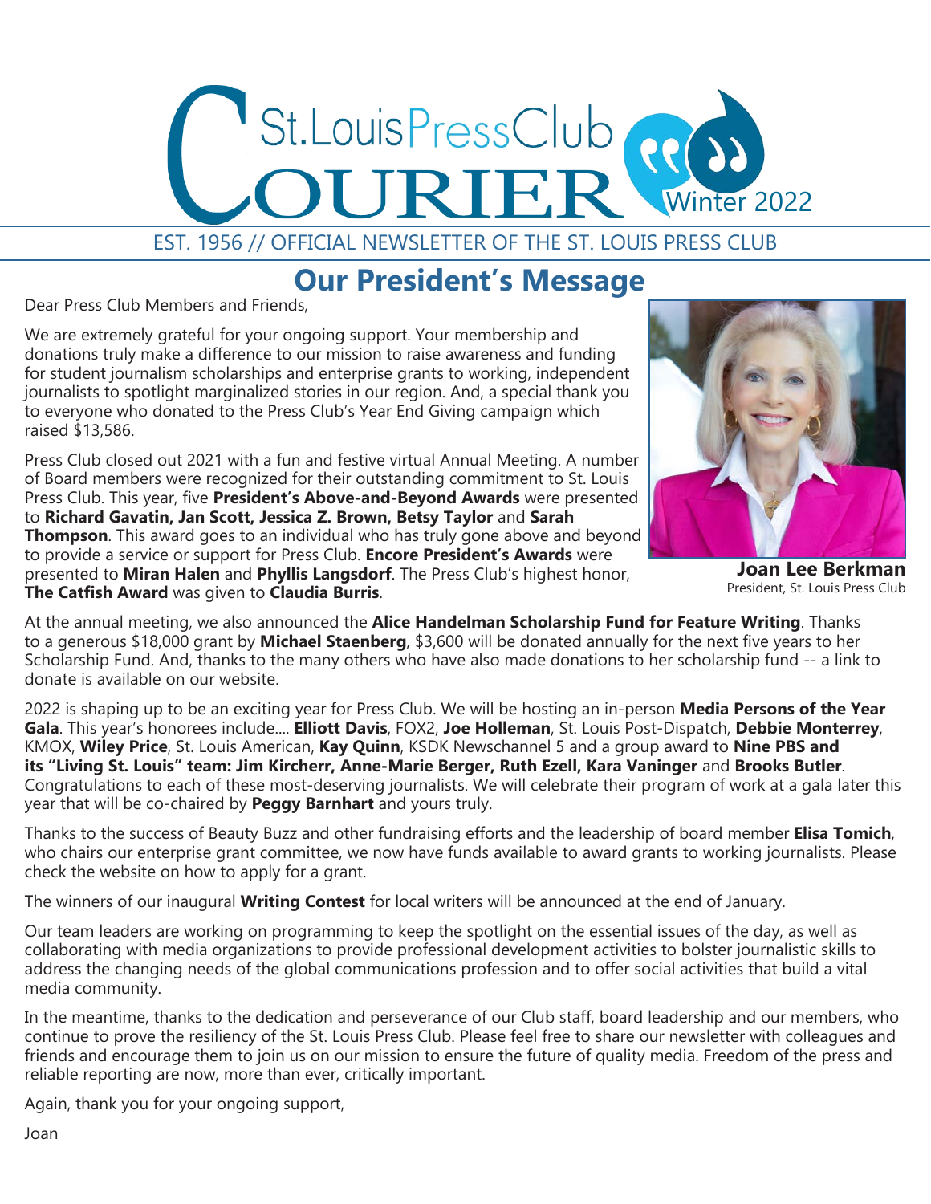# St. Louis Press Club COURIER

Winter 2022

EST. 1956 // OFFICIAL NEWSLETTER OF THE ST. LOUIS PRESS CLUB

## Our President's Message

Dear Press Club Members and Friends,

We are extremely grateful for your ongoing support. Your membership and donations truly make a difference to our mission to raise awareness and funding for student journalism scholarships and enterprise grants to working, independent journalists to spotlight marginalized stories in our region. And, a special thank you to everyone who donated to the Press Club's Year End Giving campaign which raised $13,586.

Press Club closed out 2021 with a fun and festive virtual Annual Meeting. A number of Board members were recognized for their outstanding commitment to St. Louis Press Club. This year, five **President's Above-and-Beyond Awards** were presented to **Richard Gavatin, Jan Scott, Jessica Z. Brown, Betsy Taylor** and **Sarah Thompson**. This award goes to an individual who has truly gone above and beyond to provide a service or support for Press Club. **Encore President's Awards** were presented to **Miran Halen** and **Phyllis Langsdorf**. The Press Club's highest honor, **The Catfish Award** was given to **Claudia Burris**.

**Joan Lee Berkman**
President, St. Louis Press Club

At the annual meeting, we also announced the **Alice Handelman Scholarship Fund for Feature Writing**. Thanks to a generous $18,000 grant by **Michael Staenberg**, $3,600 will be donated annually for the next five years to her Scholarship Fund. And, thanks to the many others who have also made donations to her scholarship fund -- a link to donate is available on our website.

2022 is shaping up to be an exciting year for Press Club. We will be hosting an in-person **Media Persons of the Year Gala**. This year's honorees include.... **Elliott Davis**, FOX2, **Joe Holleman**, St. Louis Post-Dispatch, **Debbie Monterrey**, KMOX, **Wiley Price**, St. Louis American, **Kay Quinn**, KSDK Newschannel 5 and a group award to **Nine PBS and its "Living St. Louis" team: Jim Kircherr, Anne-Marie Berger, Ruth Ezell, Kara Vaninger** and **Brooks Butler**. Congratulations to each of these most-deserving journalists. We will celebrate their program of work at a gala later this year that will be co-chaired by **Peggy Barnhart** and yours truly.

Thanks to the success of Beauty Buzz and other fundraising efforts and the leadership of board member **Elisa Tomich**, who chairs our enterprise grant committee, we now have funds available to award grants to working journalists. Please check the website on how to apply for a grant.

The winners of our inaugural **Writing Contest** for local writers will be announced at the end of January.

Our team leaders are working on programming to keep the spotlight on the essential issues of the day, as well as collaborating with media organizations to provide professional development activities to bolster journalistic skills to address the changing needs of the global communications profession and to offer social activities that build a vital media community.

In the meantime, thanks to the dedication and perseverance of our Club staff, board leadership and our members, who continue to prove the resiliency of the St. Louis Press Club. Please feel free to share our newsletter with colleagues and friends and encourage them to join us on our mission to ensure the future of quality media. Freedom of the press and reliable reporting are now, more than ever, critically important.

Again, thank you for your ongoing support,

Joan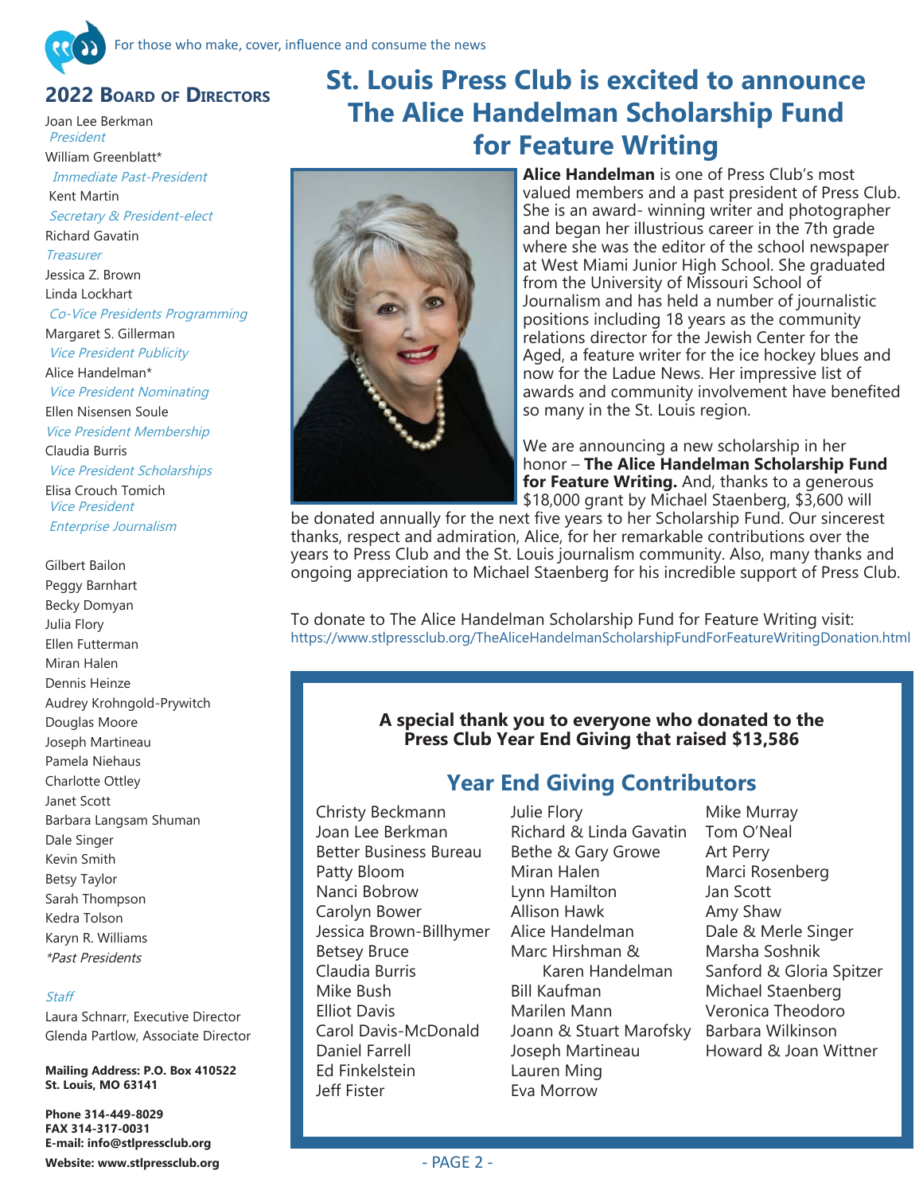For those who make, cover, influence and consume the news

## 2022 Board of Directors

Joan Lee Berkman
*President*

William Greenblatt*
*Immediate Past-President*

Kent Martin
*Secretary & President-elect*

Richard Gavatin
*Treasurer*

Jessica Z. Brown
Linda Lockhart
*Co-Vice Presidents Programming*

Margaret S. Gillerman
*Vice President Publicity*

Alice Handelman*
*Vice President Nominating*

Ellen Nisensen Soule
*Vice President Membership*

Claudia Burris
*Vice President Scholarships*

Elisa Crouch Tomich
*Vice President Enterprise Journalism*

Gilbert Bailon
Peggy Barnhart
Becky Domyan
Julia Flory
Ellen Futterman
Miran Halen
Dennis Heinze
Audrey Krohngold-Prywitch
Douglas Moore
Joseph Martineau
Pamela Niehaus
Charlotte Ottley
Janet Scott
Barbara Langsam Shuman
Dale Singer
Kevin Smith
Betsy Taylor
Sarah Thompson
Kedra Tolson
Karyn R. Williams
*Past Presidents

*Staff*

Laura Schnarr, Executive Director
Glenda Partlow, Associate Director

**Mailing Address: P.O. Box 410522 St. Louis, MO 63141**

**Phone 314-449-8029**
**FAX 314-317-0031**
**E-mail: info@stlpressclub.org**
**Website: www.stlpressclub.org**

# St. Louis Press Club is excited to announce The Alice Handelman Scholarship Fund for Feature Writing

**Alice Handelman** is one of Press Club's most valued members and a past president of Press Club. She is an award- winning writer and photographer and began her illustrious career in the 7th grade where she was the editor of the school newspaper at West Miami Junior High School. She graduated from the University of Missouri School of Journalism and has held a number of journalistic positions including 18 years as the community relations director for the Jewish Center for the Aged, a feature writer for the ice hockey blues and now for the Ladue News. Her impressive list of awards and community involvement have benefited so many in the St. Louis region.

We are announcing a new scholarship in her honor – **The Alice Handelman Scholarship Fund for Feature Writing.** And, thanks to a generous $18,000 grant by Michael Staenberg, $3,600 will be donated annually for the next five years to her Scholarship Fund. Our sincerest thanks, respect and admiration, Alice, for her remarkable contributions over the years to Press Club and the St. Louis journalism community. Also, many thanks and ongoing appreciation to Michael Staenberg for his incredible support of Press Club.

To donate to The Alice Handelman Scholarship Fund for Feature Writing visit:
https://www.stlpressclub.org/TheAliceHandelmanScholarshipFundForFeatureWritingDonation.html

**A special thank you to everyone who donated to the Press Club Year End Giving that raised $13,586**

## Year End Giving Contributors

Christy Beckmann
Joan Lee Berkman
Better Business Bureau
Patty Bloom
Nanci Bobrow
Carolyn Bower
Jessica Brown-Billhymer
Betsey Bruce
Claudia Burris
Mike Bush
Elliot Davis
Carol Davis-McDonald
Daniel Farrell
Ed Finkelstein
Jeff Fister
Julie Flory
Richard & Linda Gavatin
Bethe & Gary Growe
Miran Halen
Lynn Hamilton
Allison Hawk
Alice Handelman
Marc Hirshman & Karen Handelman
Bill Kaufman
Marilen Mann
Joann & Stuart Marofsky
Joseph Martineau
Lauren Ming
Eva Morrow
Mike Murray
Tom O'Neal
Art Perry
Marci Rosenberg
Jan Scott
Amy Shaw
Dale & Merle Singer
Marsha Soshnik
Sanford & Gloria Spitzer
Michael Staenberg
Veronica Theodoro
Barbara Wilkinson
Howard & Joan Wittner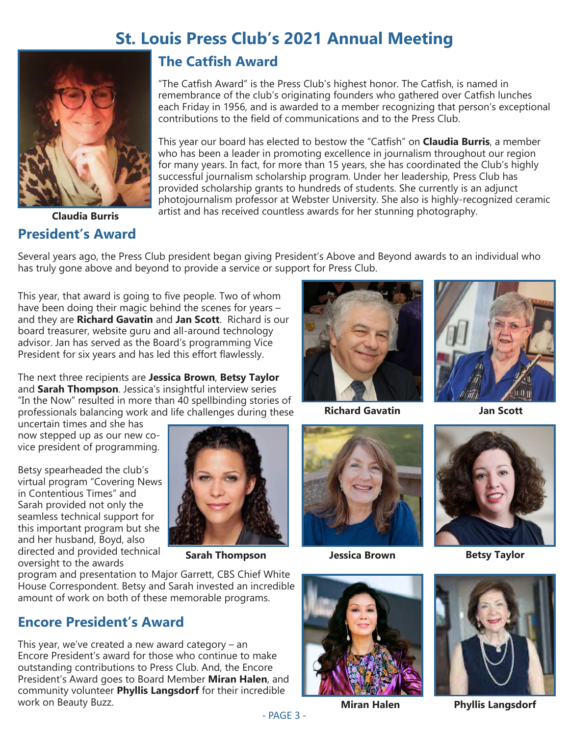# St. Louis Press Club's 2021 Annual Meeting

## The Catfish Award

"The Catfish Award" is the Press Club's highest honor. The Catfish, is named in remembrance of the club's originating founders who gathered over Catfish lunches each Friday in 1956, and is awarded to a member recognizing that person's exceptional contributions to the field of communications and to the Press Club.

This year our board has elected to bestow the "Catfish" on **Claudia Burris**, a member who has been a leader in promoting excellence in journalism throughout our region for many years. In fact, for more than 15 years, she has coordinated the Club's highly successful journalism scholarship program. Under her leadership, Press Club has provided scholarship grants to hundreds of students. She currently is an adjunct photojournalism professor at Webster University. She also is highly-recognized ceramic artist and has received countless awards for her stunning photography.

**Claudia Burris**

## President's Award

Several years ago, the Press Club president began giving President's Above and Beyond awards to an individual who has truly gone above and beyond to provide a service or support for Press Club.

This year, that award is going to five people. Two of whom have been doing their magic behind the scenes for years – and they are **Richard Gavatin** and **Jan Scott**. Richard is our board treasurer, website guru and all-around technology advisor. Jan has served as the Board's programming Vice President for six years and has led this effort flawlessly.

**Richard Gavatin**

**Jan Scott**

The next three recipients are **Jessica Brown**, **Betsy Taylor** and **Sarah Thompson**. Jessica's insightful interview series "In the Now" resulted in more than 40 spellbinding stories of professionals balancing work and life challenges during these uncertain times and she has now stepped up as our new co-vice president of programming.

Betsy spearheaded the club's virtual program "Covering News in Contentious Times" and Sarah provided not only the seamless technical support for this important program but she and her husband, Boyd, also directed and provided technical oversight to the awards program and presentation to Major Garrett, CBS Chief White House Correspondent. Betsy and Sarah invested an incredible amount of work on both of these memorable programs.

**Sarah Thompson**

**Jessica Brown**

**Betsy Taylor**

## Encore President's Award

This year, we've created a new award category – an Encore President's award for those who continue to make outstanding contributions to Press Club. And, the Encore President's Award goes to Board Member **Miran Halen**, and community volunteer **Phyllis Langsdorf** for their incredible work on Beauty Buzz.

**Miran Halen**

**Phyllis Langsdorf**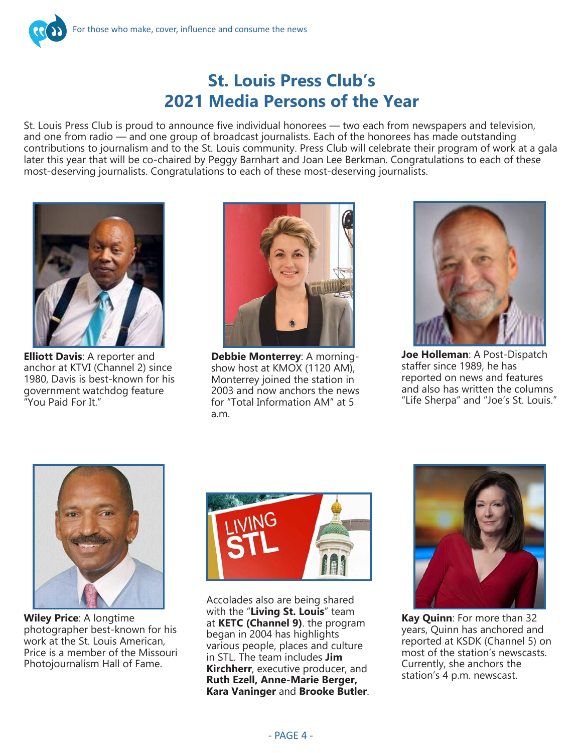# St. Louis Press Club's 2021 Media Persons of the Year

St. Louis Press Club is proud to announce five individual honorees — two each from newspapers and television, and one from radio — and one group of broadcast journalists. Each of the honorees has made outstanding contributions to journalism and to the St. Louis community. Press Club will celebrate their program of work at a gala later this year that will be co-chaired by Peggy Barnhart and Joan Lee Berkman. Congratulations to each of these most-deserving journalists. Congratulations to each of these most-deserving journalists.

**Elliott Davis**: A reporter and anchor at KTVI (Channel 2) since 1980, Davis is best-known for his government watchdog feature "You Paid For It."

**Debbie Monterrey**: A morning-show host at KMOX (1120 AM), Monterrey joined the station in 2003 and now anchors the news for "Total Information AM" at 5 a.m.

**Joe Holleman**: A Post-Dispatch staffer since 1989, he has reported on news and features and also has written the columns "Life Sherpa" and "Joe's St. Louis."

**Wiley Price**: A longtime photographer best-known for his work at the St. Louis American, Price is a member of the Missouri Photojournalism Hall of Fame.

Accolades also are being shared with the "**Living St. Louis**" team at **KETC (Channel 9)**. the program began in 2004 has highlights various people, places and culture in STL. The team includes **Jim Kirchherr**, executive producer, and **Ruth Ezell, Anne-Marie Berger, Kara Vaninger** and **Brooke Butler**.

**Kay Quinn**: For more than 32 years, Quinn has anchored and reported at KSDK (Channel 5) on most of the station's newscasts. Currently, she anchors the station's 4 p.m. newscast.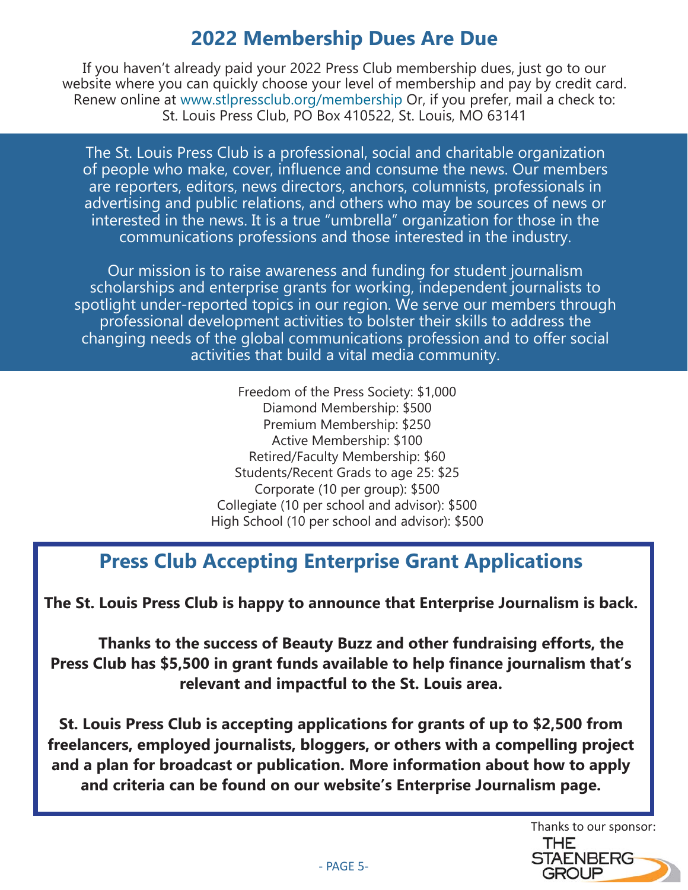## 2022 Membership Dues Are Due

If you haven't already paid your 2022 Press Club membership dues, just go to our website where you can quickly choose your level of membership and pay by credit card. Renew online at www.stlpressclub.org/membership Or, if you prefer, mail a check to: St. Louis Press Club, PO Box 410522, St. Louis, MO 63141

The St. Louis Press Club is a professional, social and charitable organization of people who make, cover, influence and consume the news. Our members are reporters, editors, news directors, anchors, columnists, professionals in advertising and public relations, and others who may be sources of news or interested in the news. It is a true "umbrella" organization for those in the communications professions and those interested in the industry.

Our mission is to raise awareness and funding for student journalism scholarships and enterprise grants for working, independent journalists to spotlight under-reported topics in our region. We serve our members through professional development activities to bolster their skills to address the changing needs of the global communications profession and to offer social activities that build a vital media community.

Freedom of the Press Society: $1,000
Diamond Membership: $500
Premium Membership: $250
Active Membership: $100
Retired/Faculty Membership: $60
Students/Recent Grads to age 25: $25
Corporate (10 per group): $500
Collegiate (10 per school and advisor): $500
High School (10 per school and advisor): $500

## Press Club Accepting Enterprise Grant Applications

**The St. Louis Press Club is happy to announce that Enterprise Journalism is back.**

**Thanks to the success of Beauty Buzz and other fundraising efforts, the Press Club has $5,500 in grant funds available to help finance journalism that's relevant and impactful to the St. Louis area.**

**St. Louis Press Club is accepting applications for grants of up to $2,500 from freelancers, employed journalists, bloggers, or others with a compelling project and a plan for broadcast or publication. More information about how to apply and criteria can be found on our website's Enterprise Journalism page.**

Thanks to our sponsor:
THE STAENBERG GROUP